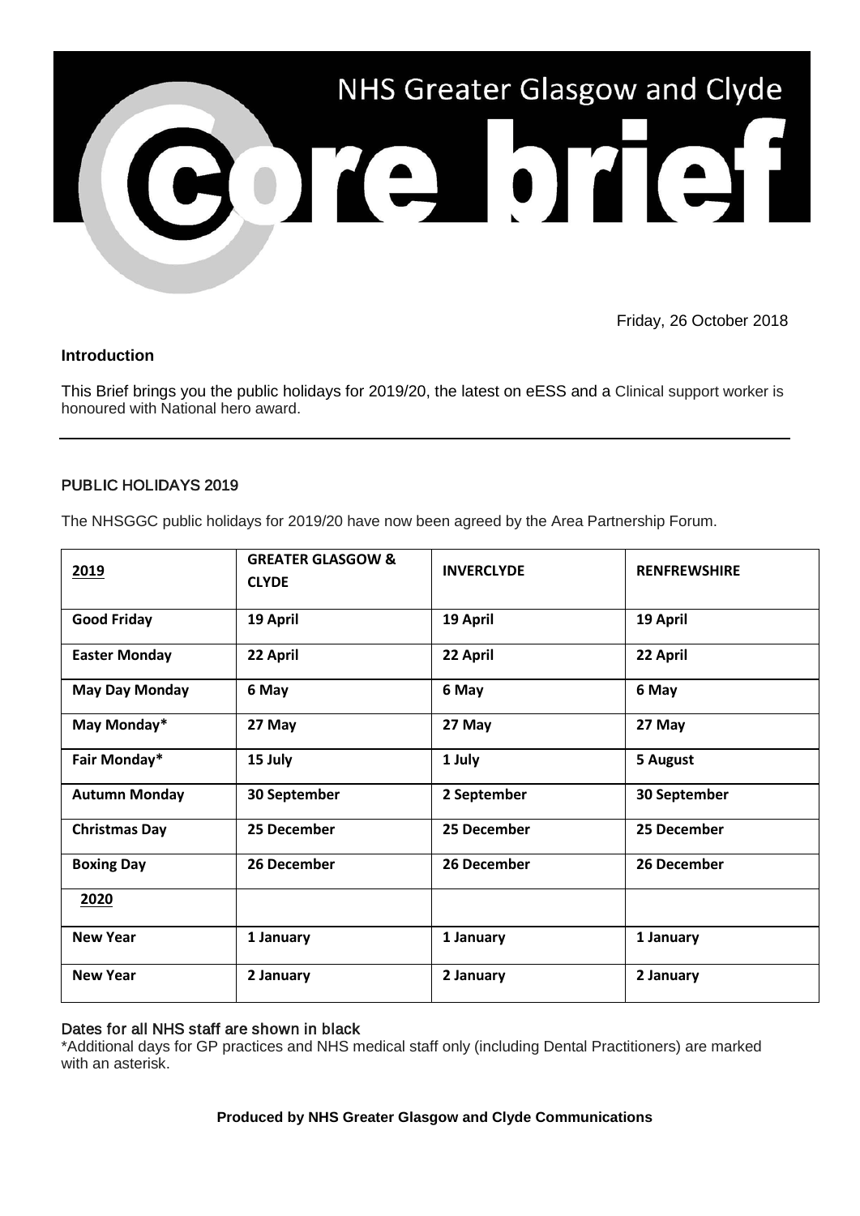# NHS Greater Glasgow and Clyde

# Core brief

Friday, 26 October 2018

## Introduction

This Brief brings you the public holidays for 2019/20, the latest on eESS and a Clinical support worker is honoured with National hero award.

## PUBLIC HOLIDAYS 2019

The NHSGGC public holidays for 2019/20 have now been agreed by the Area Partnership Forum.

| 2019 | GREATER GLASGOW & CLYDE | INVERCLYDE | RENFREWSHIRE |
|---|---|---|---|
| **Good Friday** | **19 April** | **19 April** | **19 April** |
| **Easter Monday** | **22 April** | **22 April** | **22 April** |
| **May Day Monday** | **6 May** | **6 May** | **6 May** |
| **May Monday*** | **27 May** | **27 May** | **27 May** |
| **Fair Monday*** | **15 July** | **1 July** | **5 August** |
| **Autumn Monday** | **30 September** | **2 September** | **30 September** |
| **Christmas Day** | **25 December** | **25 December** | **25 December** |
| **Boxing Day** | **26 December** | **26 December** | **26 December** |
| **2020** | | | |
| **New Year** | **1 January** | **1 January** | **1 January** |
| **New Year** | **2 January** | **2 January** | **2 January** |

Dates for all NHS staff are shown in black

*Additional days for GP practices and NHS medical staff only (including Dental Practitioners) are marked with an asterisk.

**Produced by NHS Greater Glasgow and Clyde Communications**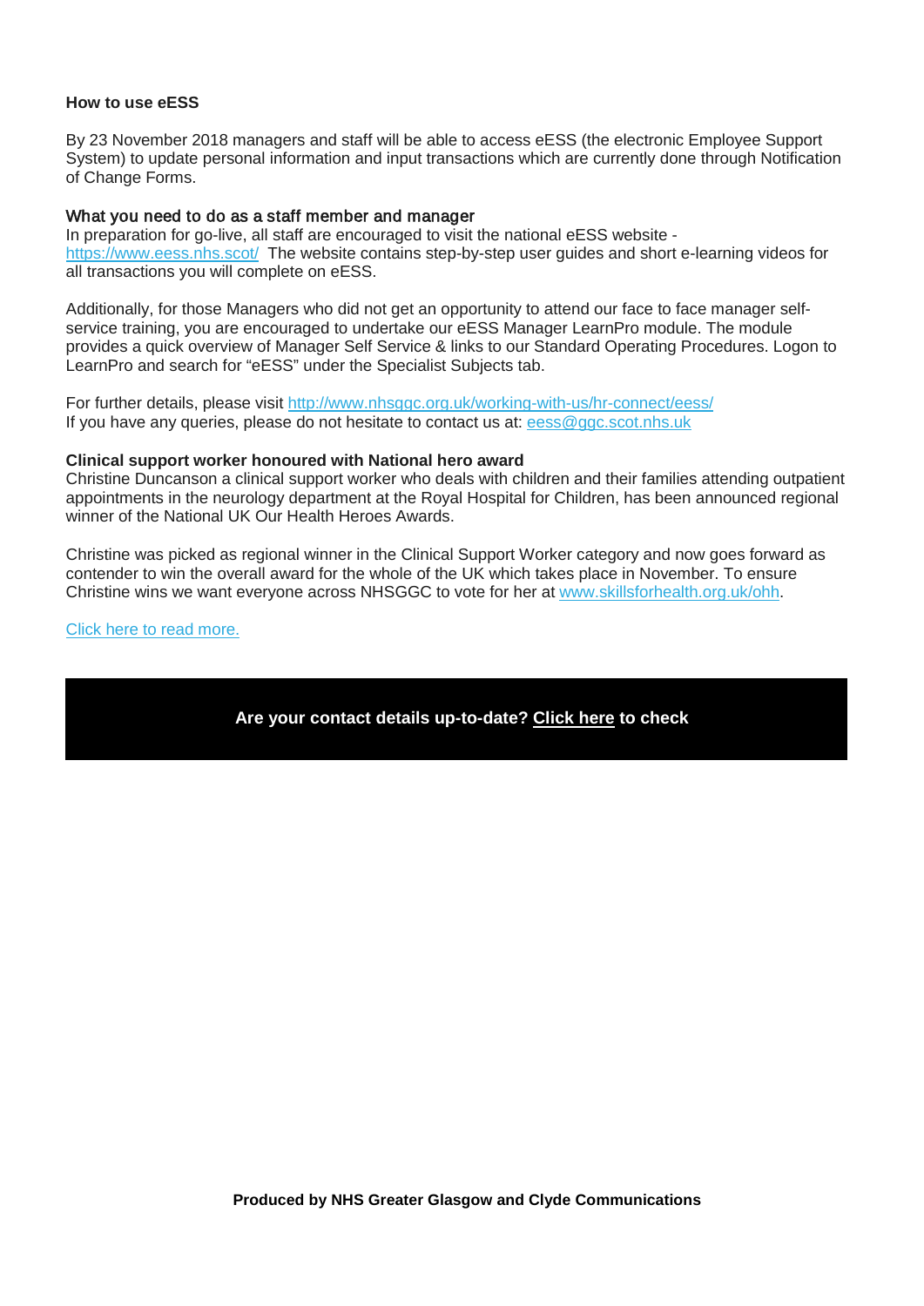**How to use eESS**

By 23 November 2018 managers and staff will be able to access eESS (the electronic Employee Support System) to update personal information and input transactions which are currently done through Notification of Change Forms.

What you need to do as a staff member and manager
In preparation for go-live, all staff are encouraged to visit the national eESS website - https://www.eess.nhs.scot/ The website contains step-by-step user guides and short e-learning videos for all transactions you will complete on eESS.

Additionally, for those Managers who did not get an opportunity to attend our face to face manager self-service training, you are encouraged to undertake our eESS Manager LearnPro module. The module provides a quick overview of Manager Self Service & links to our Standard Operating Procedures. Logon to LearnPro and search for "eESS" under the Specialist Subjects tab.

For further details, please visit http://www.nhsggc.org.uk/working-with-us/hr-connect/eess/
If you have any queries, please do not hesitate to contact us at: eess@ggc.scot.nhs.uk

**Clinical support worker honoured with National hero award**
Christine Duncanson a clinical support worker who deals with children and their families attending outpatient appointments in the neurology department at the Royal Hospital for Children, has been announced regional winner of the National UK Our Health Heroes Awards.

Christine was picked as regional winner in the Clinical Support Worker category and now goes forward as contender to win the overall award for the whole of the UK which takes place in November. To ensure Christine wins we want everyone across NHSGGC to vote for her at www.skillsforhealth.org.uk/ohh.

Click here to read more.

**Are your contact details up-to-date? Click here to check**

**Produced by NHS Greater Glasgow and Clyde Communications**